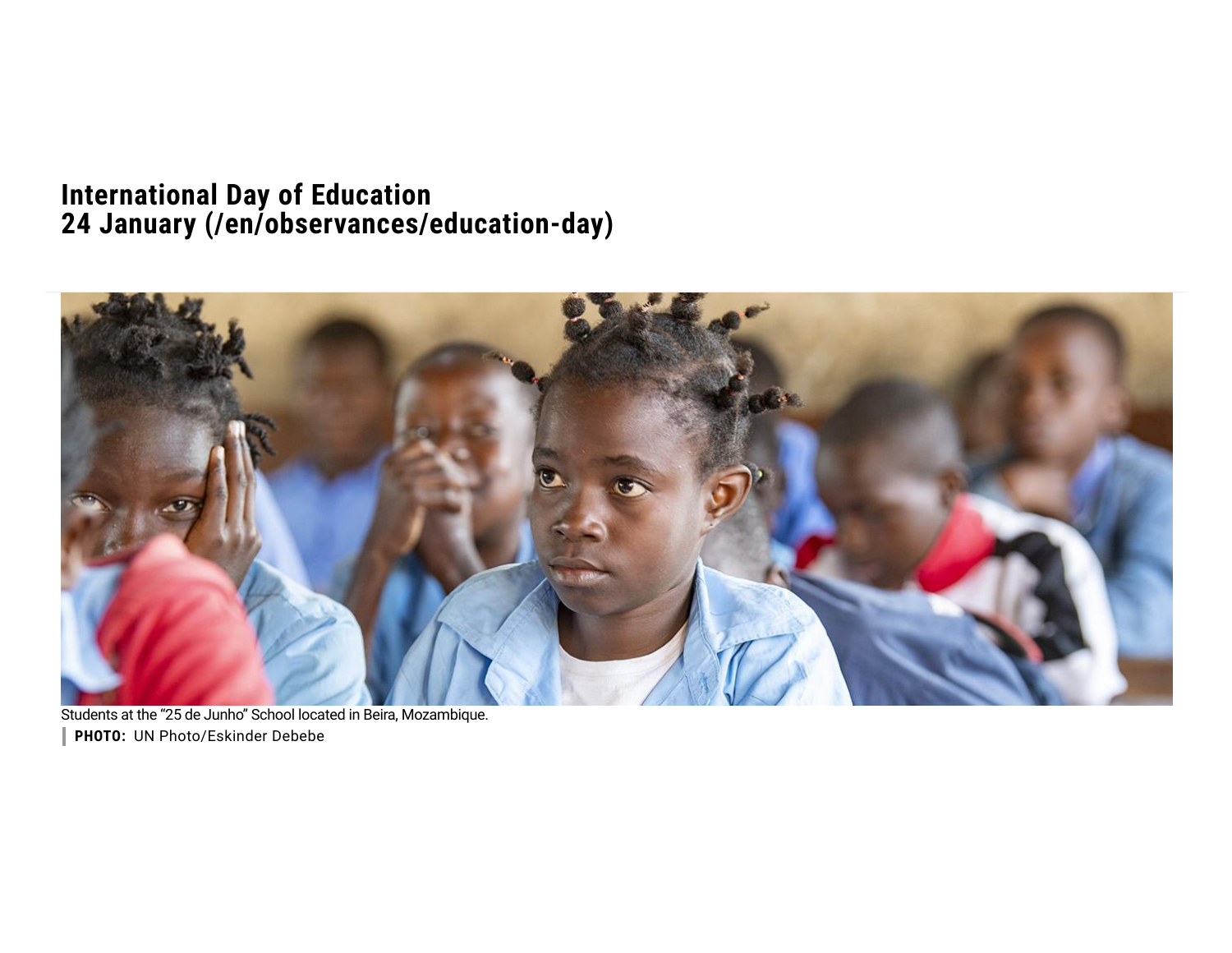# International Day of Education
# 24 January (/en/observances/education-day)

Students at the "25 de Junho" School located in Beira, Mozambique.

**PHOTO:** UN Photo/Eskinder Debebe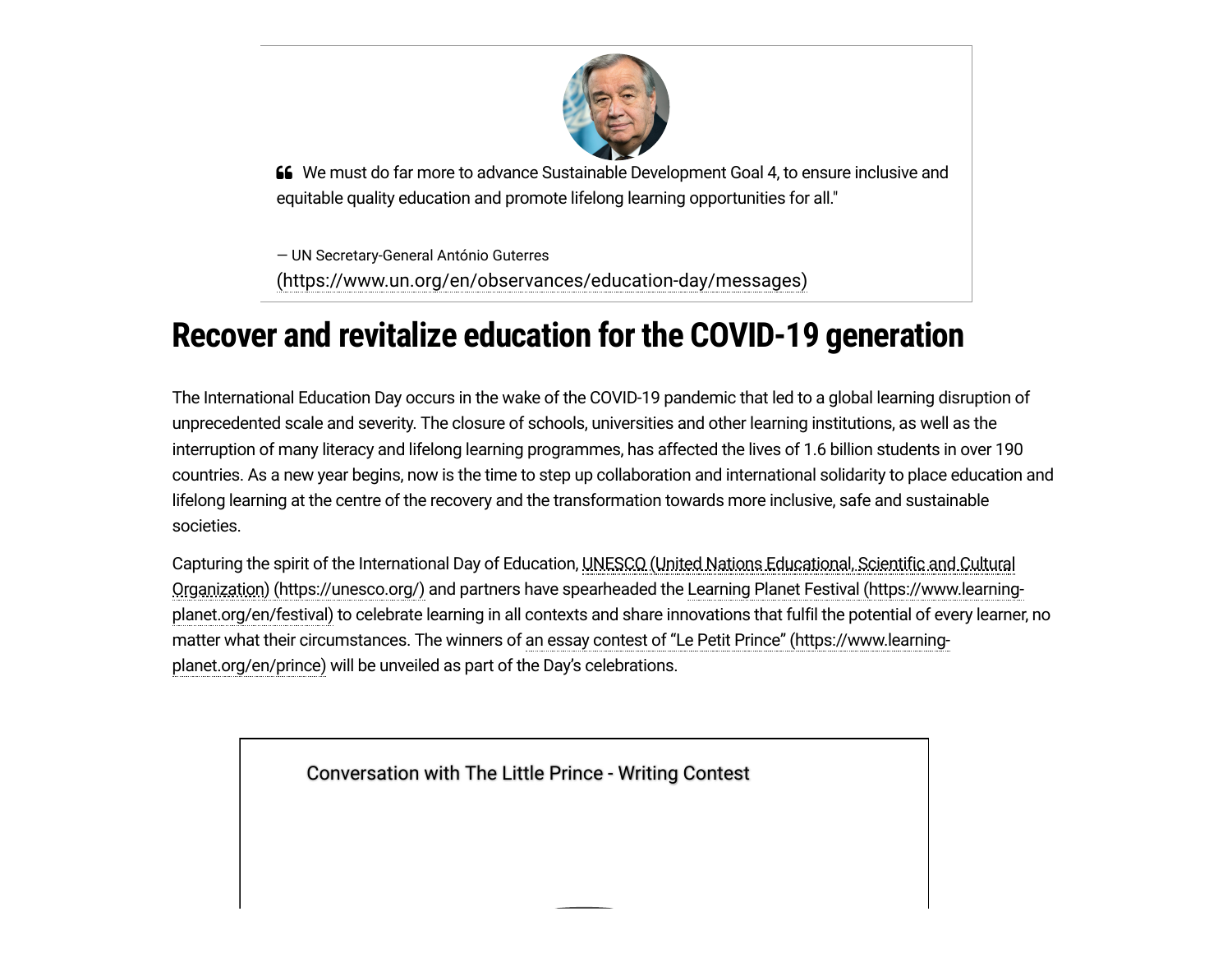> We must do far more to advance Sustainable Development Goal 4, to ensure inclusive and equitable quality education and promote lifelong learning opportunities for all."
>
> — UN Secretary-General António Guterres (https://www.un.org/en/observances/education-day/messages)

## Recover and revitalize education for the COVID-19 generation

The International Education Day occurs in the wake of the COVID-19 pandemic that led to a global learning disruption of unprecedented scale and severity. The closure of schools, universities and other learning institutions, as well as the interruption of many literacy and lifelong learning programmes, has affected the lives of 1.6 billion students in over 190 countries. As a new year begins, now is the time to step up collaboration and international solidarity to place education and lifelong learning at the centre of the recovery and the transformation towards more inclusive, safe and sustainable societies.

Capturing the spirit of the International Day of Education, UNESCO (United Nations Educational, Scientific and Cultural Organization) (https://unesco.org/) and partners have spearheaded the Learning Planet Festival (https://www.learning-planet.org/en/festival) to celebrate learning in all contexts and share innovations that fulfil the potential of every learner, no matter what their circumstances. The winners of an essay contest of "Le Petit Prince" (https://www.learning-planet.org/en/prince) will be unveiled as part of the Day's celebrations.

Conversation with The Little Prince - Writing Contest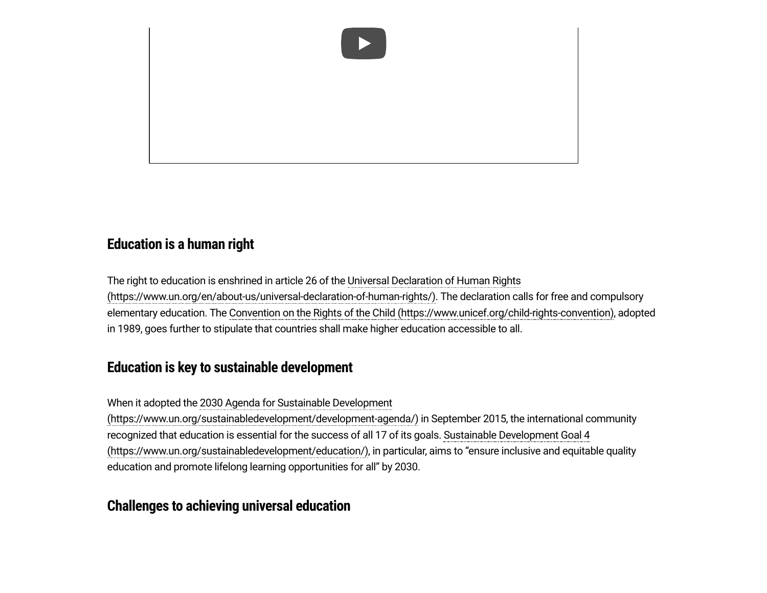## Education is a human right

The right to education is enshrined in article 26 of the Universal Declaration of Human Rights (https://www.un.org/en/about-us/universal-declaration-of-human-rights/). The declaration calls for free and compulsory elementary education. The Convention on the Rights of the Child (https://www.unicef.org/child-rights-convention), adopted in 1989, goes further to stipulate that countries shall make higher education accessible to all.

## Education is key to sustainable development

When it adopted the 2030 Agenda for Sustainable Development (https://www.un.org/sustainabledevelopment/development-agenda/) in September 2015, the international community recognized that education is essential for the success of all 17 of its goals. Sustainable Development Goal 4 (https://www.un.org/sustainabledevelopment/education/), in particular, aims to “ensure inclusive and equitable quality education and promote lifelong learning opportunities for all” by 2030.

## Challenges to achieving universal education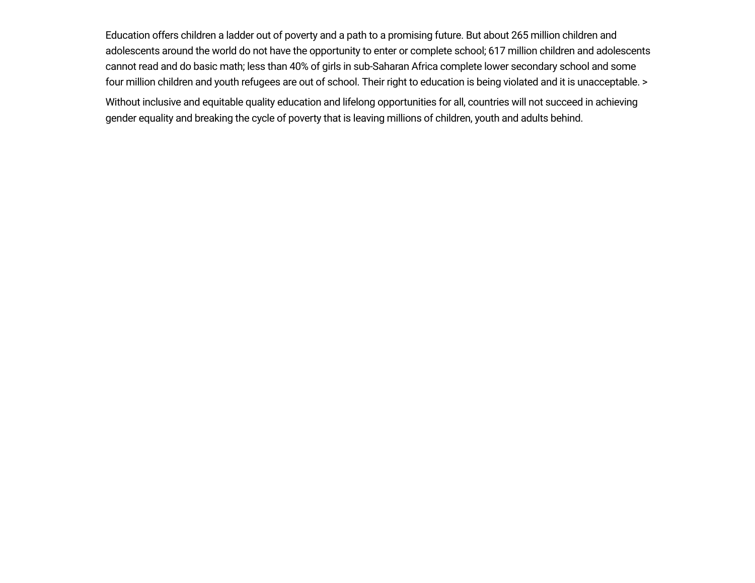Education offers children a ladder out of poverty and a path to a promising future. But about 265 million children and adolescents around the world do not have the opportunity to enter or complete school; 617 million children and adolescents cannot read and do basic math; less than 40% of girls in sub-Saharan Africa complete lower secondary school and some four million children and youth refugees are out of school. Their right to education is being violated and it is unacceptable. >

Without inclusive and equitable quality education and lifelong opportunities for all, countries will not succeed in achieving gender equality and breaking the cycle of poverty that is leaving millions of children, youth and adults behind.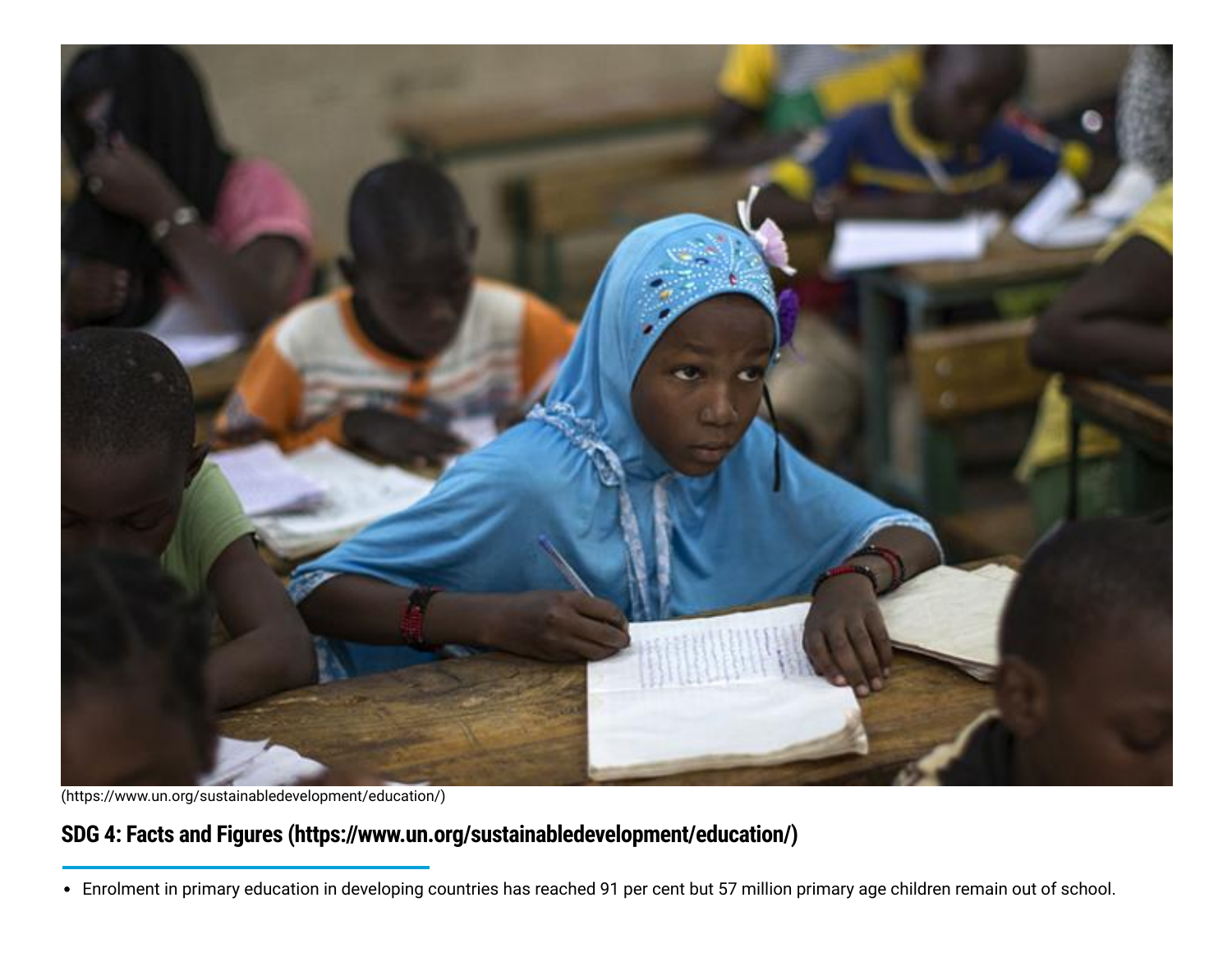(https://www.un.org/sustainabledevelopment/education/)

## SDG 4: Facts and Figures (https://www.un.org/sustainabledevelopment/education/)

- Enrolment in primary education in developing countries has reached 91 per cent but 57 million primary age children remain out of school.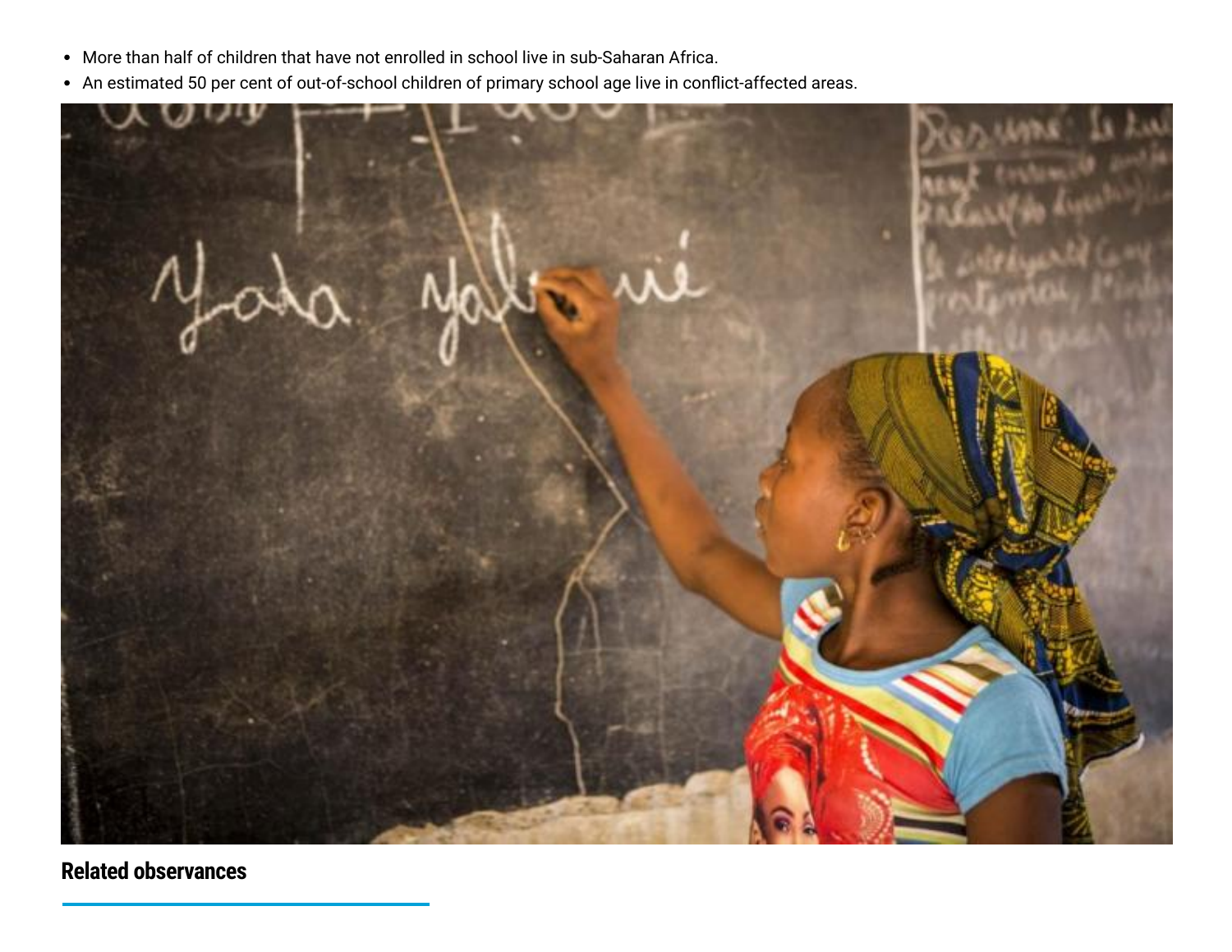- More than half of children that have not enrolled in school live in sub-Saharan Africa.
- An estimated 50 per cent of out-of-school children of primary school age live in conflict-affected areas.

## Related observances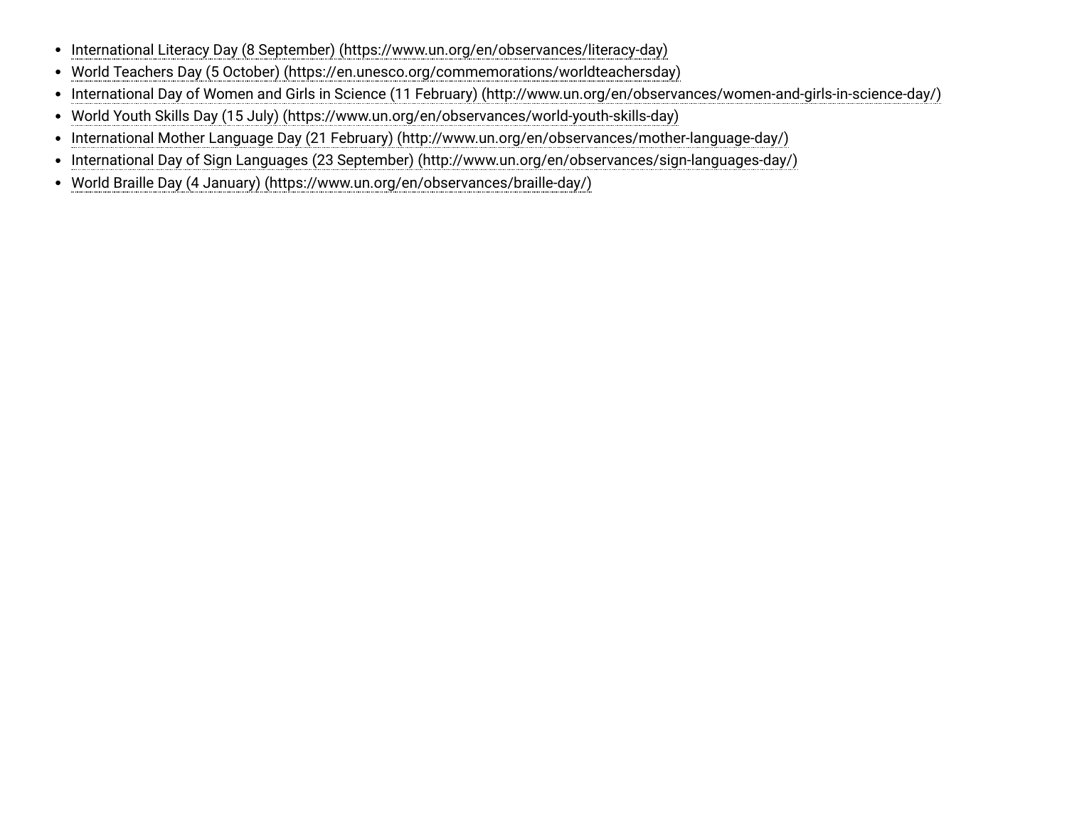- International Literacy Day (8 September) (https://www.un.org/en/observances/literacy-day)
- World Teachers Day (5 October) (https://en.unesco.org/commemorations/worldteachersday)
- International Day of Women and Girls in Science (11 February) (http://www.un.org/en/observances/women-and-girls-in-science-day/)
- World Youth Skills Day (15 July) (https://www.un.org/en/observances/world-youth-skills-day)
- International Mother Language Day (21 February) (http://www.un.org/en/observances/mother-language-day/)
- International Day of Sign Languages (23 September) (http://www.un.org/en/observances/sign-languages-day/)
- World Braille Day (4 January) (https://www.un.org/en/observances/braille-day/)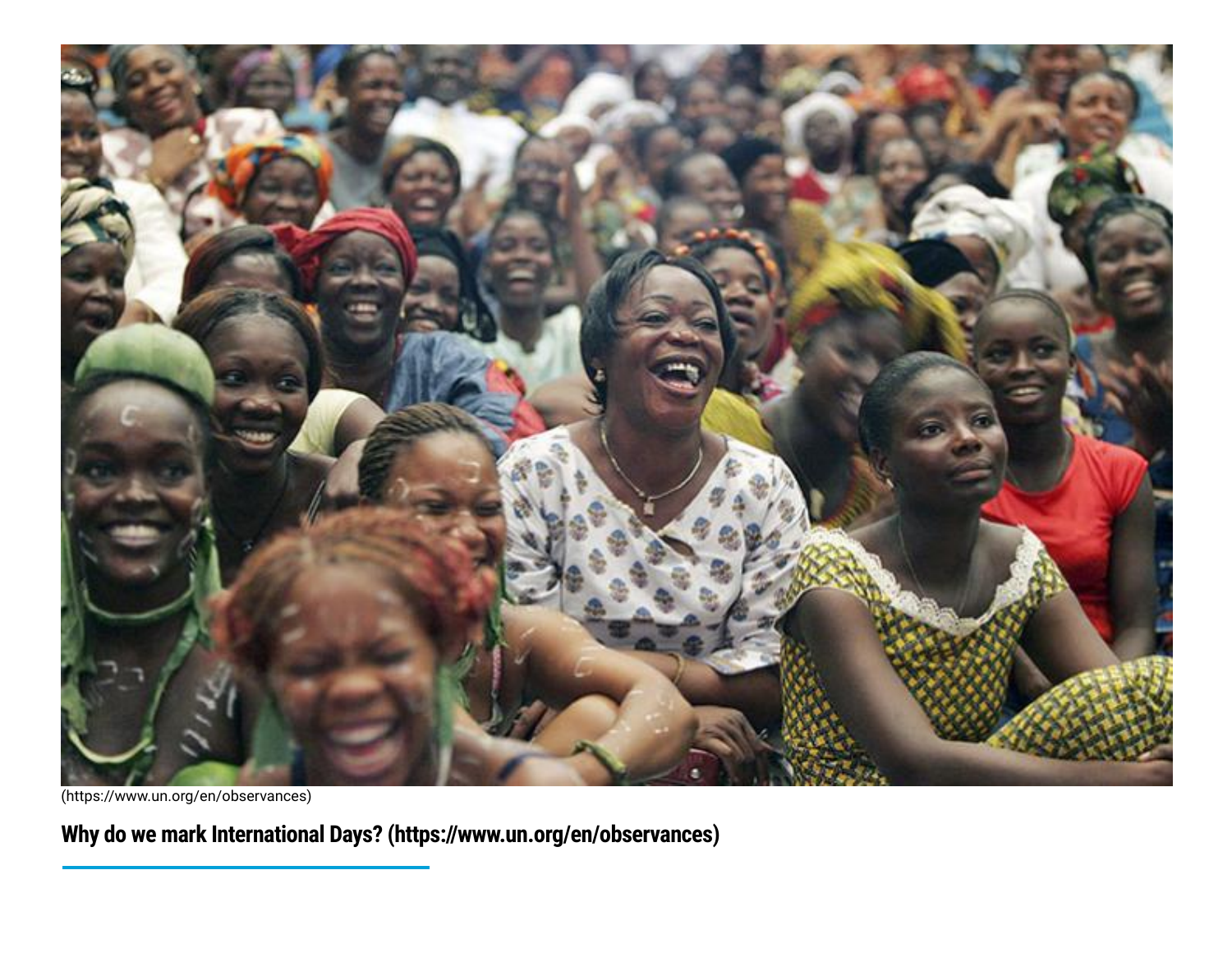(https://www.un.org/en/observances)

**Why do we mark International Days? (https://www.un.org/en/observances)**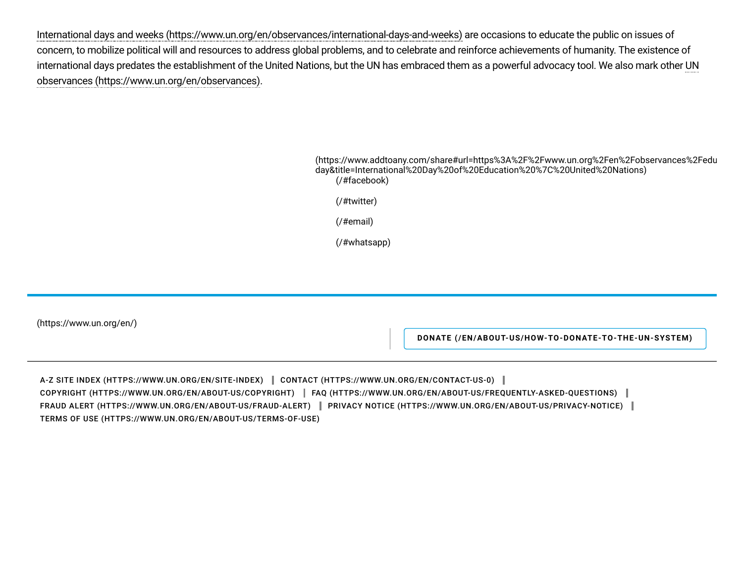International days and weeks (https://www.un.org/en/observances/international-days-and-weeks) are occasions to educate the public on issues of concern, to mobilize political will and resources to address global problems, and to celebrate and reinforce achievements of humanity. The existence of international days predates the establishment of the United Nations, but the UN has embraced them as a powerful advocacy tool. We also mark other UN observances (https://www.un.org/en/observances).

(https://www.addtoany.com/share#url=https%3A%2F%2Fwww.un.org%2Fen%2Fobservances%2Fedu day&title=International%20Day%20of%20Education%20%7C%20United%20Nations)

(/#facebook)

(/#twitter)

(/#email)

(/#whatsapp)

(https://www.un.org/en/)

DONATE (/EN/ABOUT-US/HOW-TO-DONATE-TO-THE-UN-SYSTEM)

A-Z SITE INDEX (HTTPS://WWW.UN.ORG/EN/SITE-INDEX) | CONTACT (HTTPS://WWW.UN.ORG/EN/CONTACT-US-0) | COPYRIGHT (HTTPS://WWW.UN.ORG/EN/ABOUT-US/COPYRIGHT) | FAQ (HTTPS://WWW.UN.ORG/EN/ABOUT-US/FREQUENTLY-ASKED-QUESTIONS) | FRAUD ALERT (HTTPS://WWW.UN.ORG/EN/ABOUT-US/FRAUD-ALERT) | PRIVACY NOTICE (HTTPS://WWW.UN.ORG/EN/ABOUT-US/PRIVACY-NOTICE) | TERMS OF USE (HTTPS://WWW.UN.ORG/EN/ABOUT-US/TERMS-OF-USE)